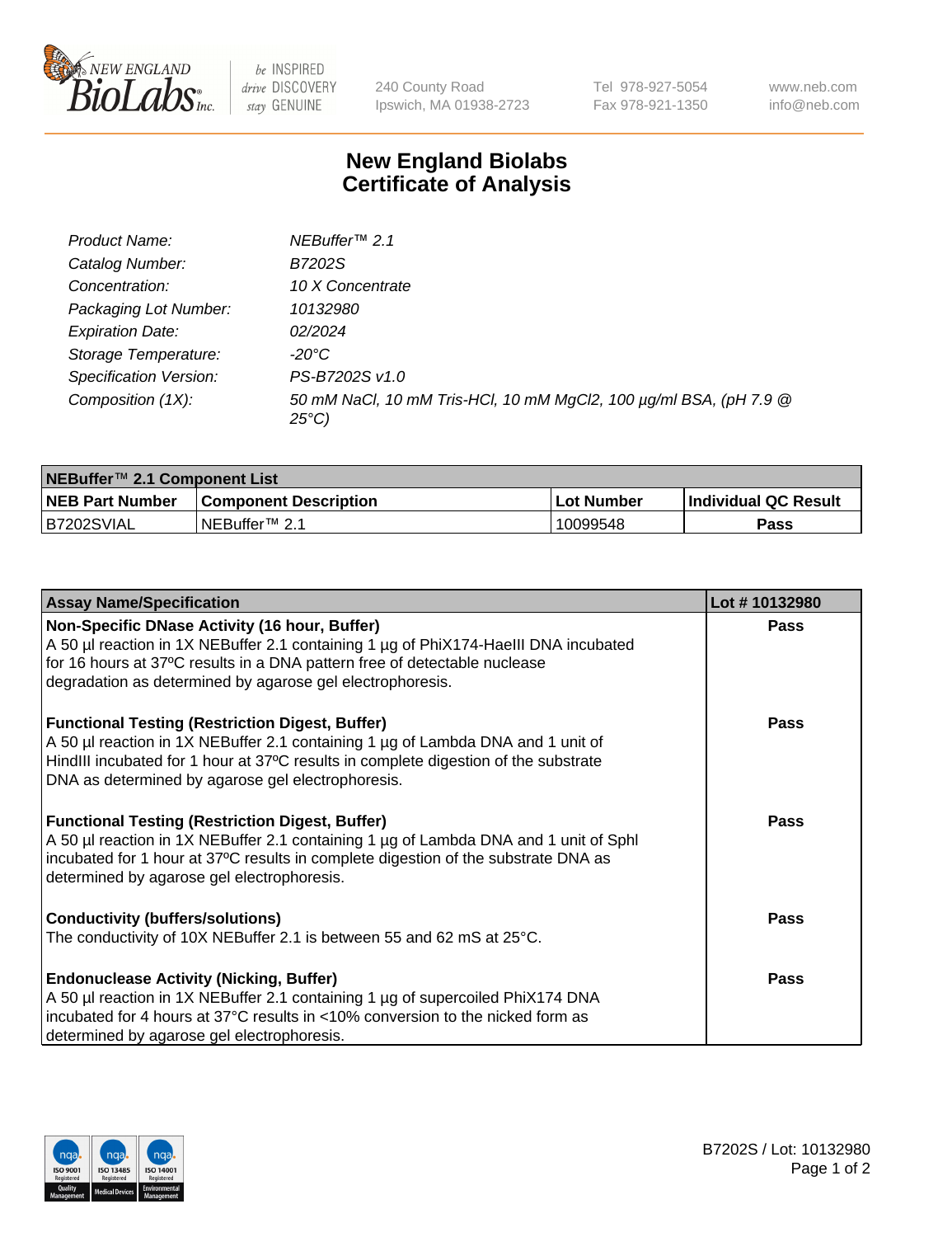# New England Biolabs Certificate of Analysis

| | |
|---|---|
| *Product Name:* | *NEBuffer™ 2.1* |
| *Catalog Number:* | *B7202S* |
| *Concentration:* | *10 X Concentrate* |
| *Packaging Lot Number:* | *10132980* |
| *Expiration Date:* | *02/2024* |
| *Storage Temperature:* | *-20°C* |
| *Specification Version:* | *PS-B7202S v1.0* |
| *Composition (1X):* | *50 mM NaCl, 10 mM Tris-HCl, 10 mM MgCl2, 100 µg/ml BSA, (pH 7.9 @ 25°C)* |

| NEBuffer™ 2.1 Component List | | | |
|---|---|---|---|
| **NEB Part Number** | **Component Description** | **Lot Number** | **Individual QC Result** |
| B7202SVIAL | NEBuffer™ 2.1 | 10099548 | **Pass** |

| Assay Name/Specification | Lot # 10132980 |
|---|---|
| **Non-Specific DNase Activity (16 hour, Buffer)** A 50 µl reaction in 1X NEBuffer 2.1 containing 1 µg of PhiX174-HaeIII DNA incubated for 16 hours at 37ºC results in a DNA pattern free of detectable nuclease degradation as determined by agarose gel electrophoresis. | **Pass** |
| **Functional Testing (Restriction Digest, Buffer)** A 50 µl reaction in 1X NEBuffer 2.1 containing 1 µg of Lambda DNA and 1 unit of HindIII incubated for 1 hour at 37ºC results in complete digestion of the substrate DNA as determined by agarose gel electrophoresis. | **Pass** |
| **Functional Testing (Restriction Digest, Buffer)** A 50 µl reaction in 1X NEBuffer 2.1 containing 1 µg of Lambda DNA and 1 unit of SphI incubated for 1 hour at 37ºC results in complete digestion of the substrate DNA as determined by agarose gel electrophoresis. | **Pass** |
| **Conductivity (buffers/solutions)** The conductivity of 10X NEBuffer 2.1 is between 55 and 62 mS at 25°C. | **Pass** |
| **Endonuclease Activity (Nicking, Buffer)** A 50 µl reaction in 1X NEBuffer 2.1 containing 1 µg of supercoiled PhiX174 DNA incubated for 4 hours at 37°C results in <10% conversion to the nicked form as determined by agarose gel electrophoresis. | **Pass** |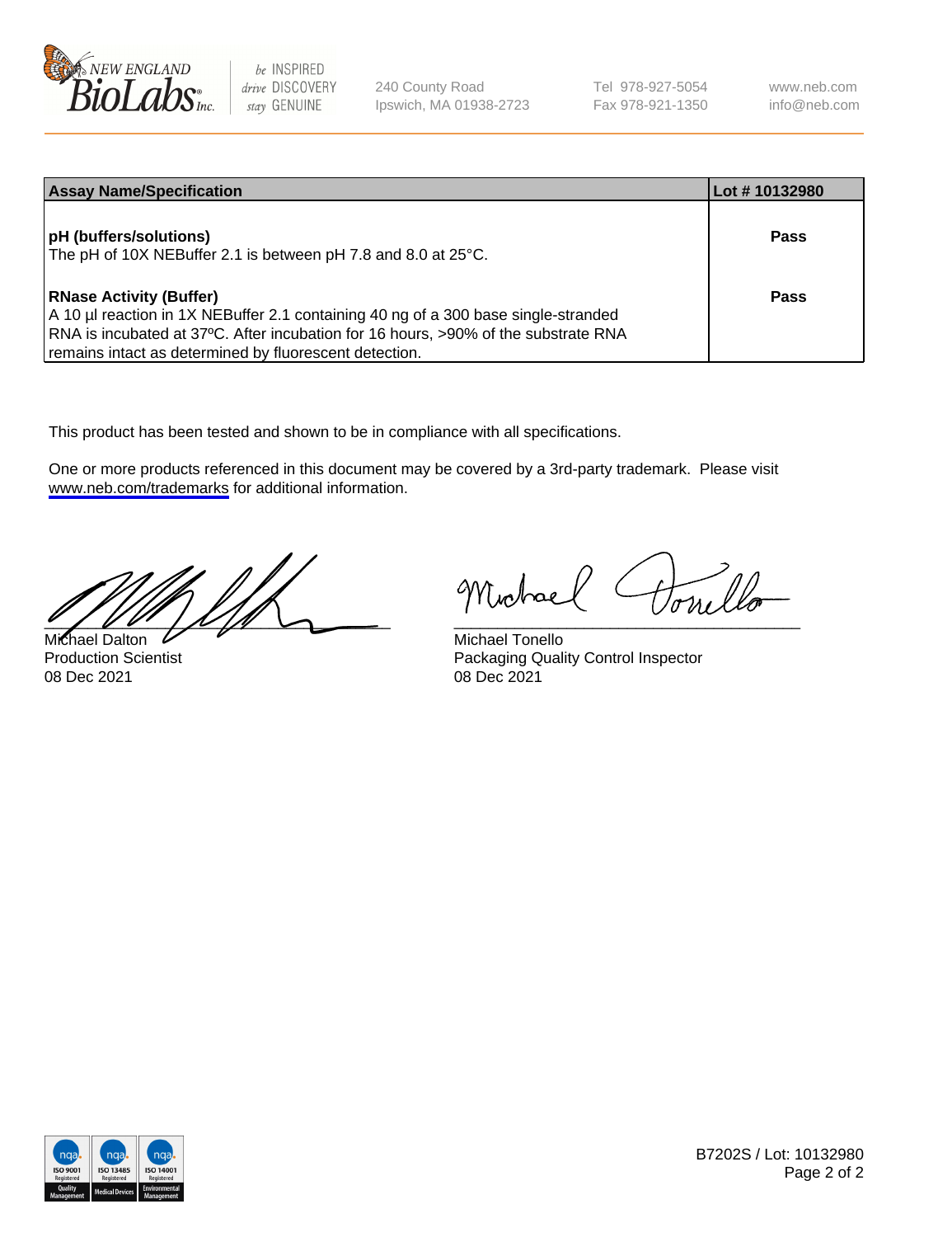| Assay Name/Specification | Lot # 10132980 |
| --- | --- |
| **pH (buffers/solutions)**<br>The pH of 10X NEBuffer 2.1 is between pH 7.8 and 8.0 at 25°C. | **Pass** |
| **RNase Activity (Buffer)**<br>A 10 µl reaction in 1X NEBuffer 2.1 containing 40 ng of a 300 base single-stranded RNA is incubated at 37ºC. After incubation for 16 hours, >90% of the substrate RNA remains intact as determined by fluorescent detection. | **Pass** |

This product has been tested and shown to be in compliance with all specifications.

One or more products referenced in this document may be covered by a 3rd-party trademark. Please visit www.neb.com/trademarks for additional information.

Michael Dalton
Production Scientist
08 Dec 2021

Michael Tonello
Packaging Quality Control Inspector
08 Dec 2021

B7202S / Lot: 10132980